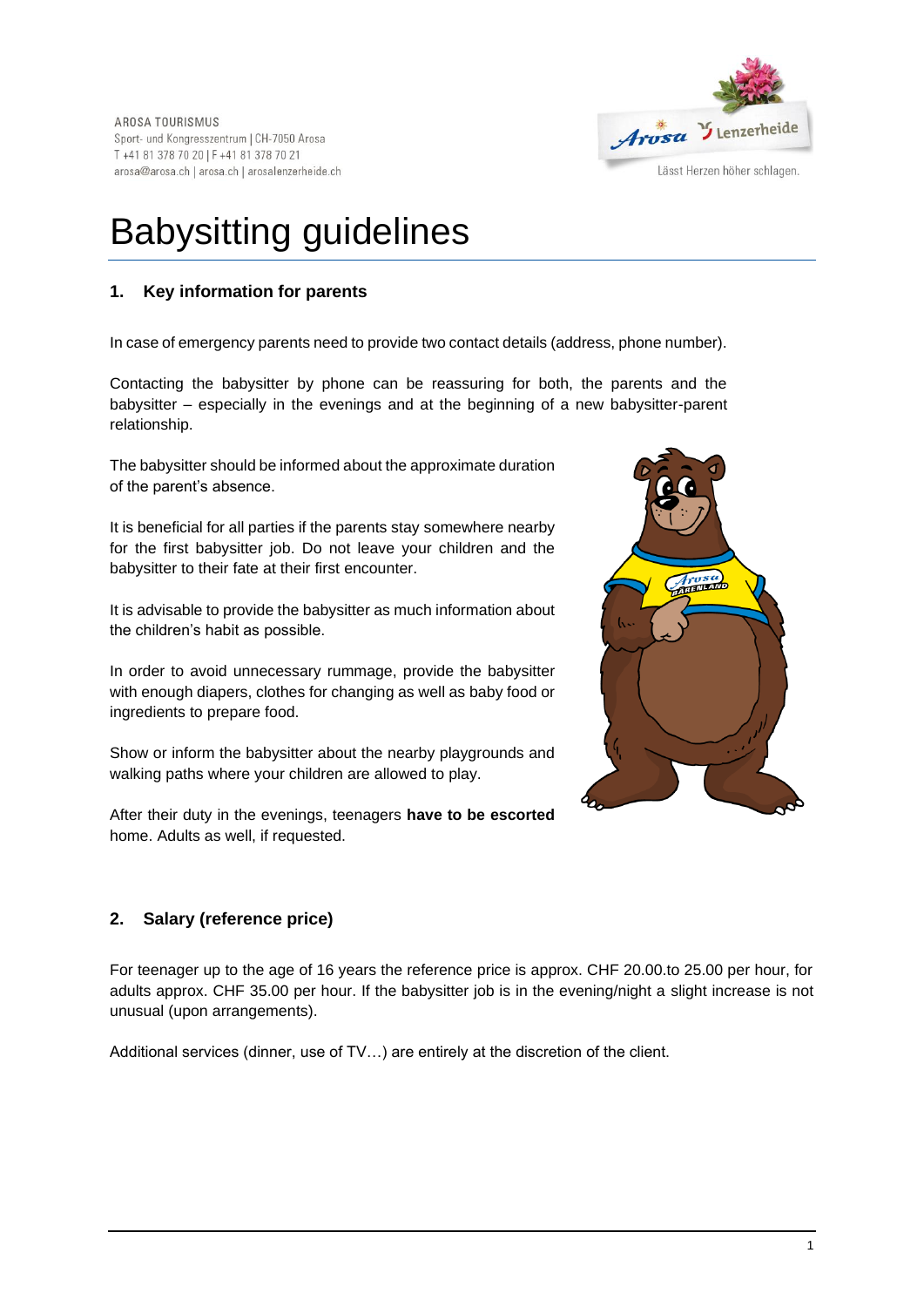AROSA TOURISMUS
Sport- und Kongresszentrum | CH-7050 Arosa
T +41 81 378 70 20 | F +41 81 378 70 21
arosa@arosa.ch | arosa.ch | arosalenzerheide.ch

# Babysitting guidelines

## 1. Key information for parents

In case of emergency parents need to provide two contact details (address, phone number).

Contacting the babysitter by phone can be reassuring for both, the parents and the babysitter – especially in the evenings and at the beginning of a new babysitter-parent relationship.

The babysitter should be informed about the approximate duration of the parent's absence.

It is beneficial for all parties if the parents stay somewhere nearby for the first babysitter job. Do not leave your children and the babysitter to their fate at their first encounter.

It is advisable to provide the babysitter as much information about the children's habit as possible.

In order to avoid unnecessary rummage, provide the babysitter with enough diapers, clothes for changing as well as baby food or ingredients to prepare food.

Show or inform the babysitter about the nearby playgrounds and walking paths where your children are allowed to play.

After their duty in the evenings, teenagers **have to be escorted** home. Adults as well, if requested.

## 2. Salary (reference price)

For teenager up to the age of 16 years the reference price is approx. CHF 20.00.to 25.00 per hour, for adults approx. CHF 35.00 per hour. If the babysitter job is in the evening/night a slight increase is not unusual (upon arrangements).

Additional services (dinner, use of TV…) are entirely at the discretion of the client.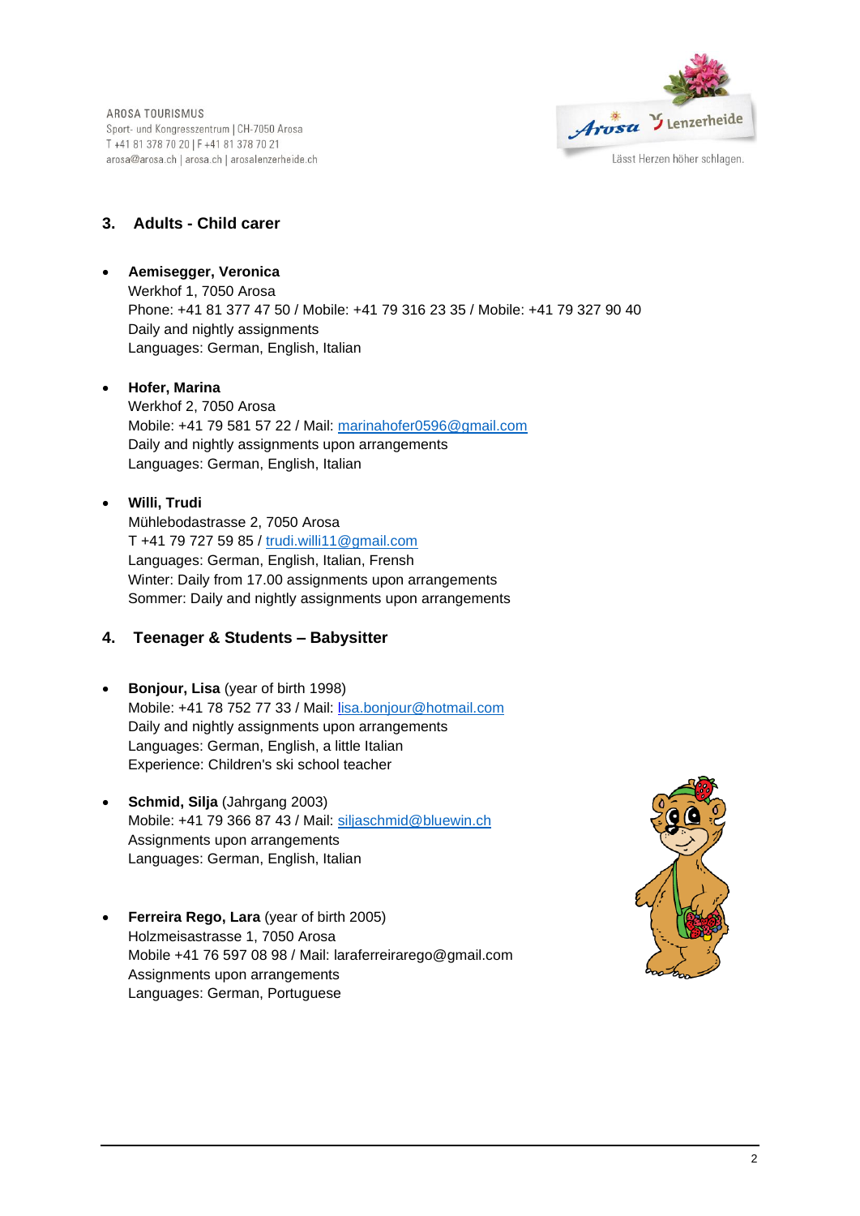## 3. Adults - Child carer

- **Aemisegger, Veronica**
  Werkhof 1, 7050 Arosa
  Phone: +41 81 377 47 50 / Mobile: +41 79 316 23 35 / Mobile: +41 79 327 90 40
  Daily and nightly assignments
  Languages: German, English, Italian

- **Hofer, Marina**
  Werkhof 2, 7050 Arosa
  Mobile: +41 79 581 57 22 / Mail: marinahofer0596@gmail.com
  Daily and nightly assignments upon arrangements
  Languages: German, English, Italian

- **Willi, Trudi**
  Mühlebodastrasse 2, 7050 Arosa
  T +41 79 727 59 85 / trudi.willi11@gmail.com
  Languages: German, English, Italian, Frensh
  Winter: Daily from 17.00 assignments upon arrangements
  Sommer: Daily and nightly assignments upon arrangements

## 4. Teenager & Students – Babysitter

- **Bonjour, Lisa** (year of birth 1998)
  Mobile: +41 78 752 77 33 / Mail: lisa.bonjour@hotmail.com
  Daily and nightly assignments upon arrangements
  Languages: German, English, a little Italian
  Experience: Children's ski school teacher

- **Schmid, Silja** (Jahrgang 2003)
  Mobile: +41 79 366 87 43 / Mail: siljaschmid@bluewin.ch
  Assignments upon arrangements
  Languages: German, English, Italian

- **Ferreira Rego, Lara** (year of birth 2005)
  Holzmeisastrasse 1, 7050 Arosa
  Mobile +41 76 597 08 98 / Mail: laraferreirarego@gmail.com
  Assignments upon arrangements
  Languages: German, Portuguese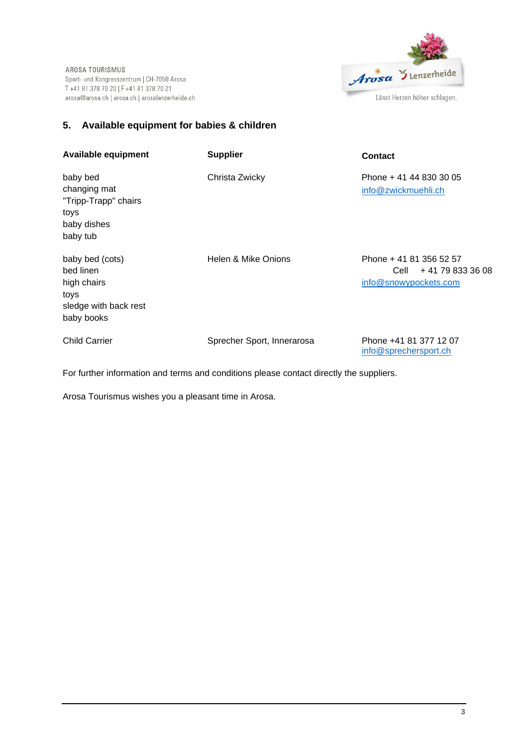## 5. Available equipment for babies & children

| Available equipment | Supplier | Contact |
|---|---|---|
| baby bed<br>changing mat<br>"Tripp-Trapp" chairs<br>toys<br>baby dishes<br>baby tub | Christa Zwicky | Phone + 41 44 830 30 05<br>info@zwickmuehli.ch |
| baby bed (cots)<br>bed linen<br>high chairs<br>toys<br>sledge with back rest<br>baby books | Helen & Mike Onions | Phone + 41 81 356 52 57<br>Cell + 41 79 833 36 08<br>info@snowypockets.com |
| Child Carrier | Sprecher Sport, Innerarosa | Phone +41 81 377 12 07<br>info@sprechersport.ch |

For further information and terms and conditions please contact directly the suppliers.

Arosa Tourismus wishes you a pleasant time in Arosa.